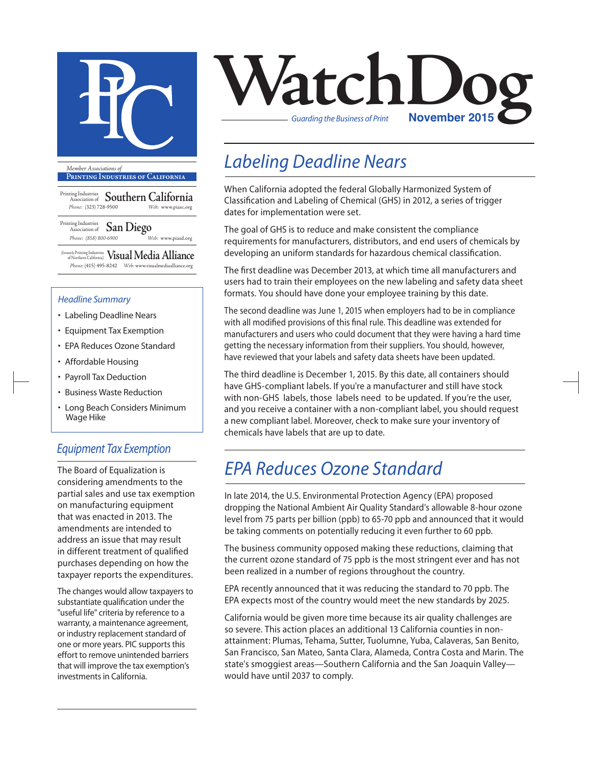# WatchDog

*Guarding the Business of Print* **November 2015**

*Member Associations of*
**PRINTING INDUSTRIES OF CALIFORNIA**

Printing Industries Association of **Southern California**
Phone: (323) 728-9500 Web: www.piasc.org

Printing Industries Association of **San Diego**
Phone: (858) 800-6900 Web: www.piasd.org

(formerly Printing Industries of Northern California) **Visual Media Alliance**
Phone: (415) 495-8242 Web: www.visualmediaalliance.org

### *Headline Summary*

- Labeling Deadline Nears
- Equipment Tax Exemption
- EPA Reduces Ozone Standard
- Affordable Housing
- Payroll Tax Deduction
- Business Waste Reduction
- Long Beach Considers Minimum Wage Hike

## *Labeling Deadline Nears*

When California adopted the federal Globally Harmonized System of Classification and Labeling of Chemical (GHS) in 2012, a series of trigger dates for implementation were set.

The goal of GHS is to reduce and make consistent the compliance requirements for manufacturers, distributors, and end users of chemicals by developing an uniform standards for hazardous chemical classification.

The first deadline was December 2013, at which time all manufacturers and users had to train their employees on the new labeling and safety data sheet formats. You should have done your employee training by this date.

The second deadline was June 1, 2015 when employers had to be in compliance with all modified provisions of this final rule. This deadline was extended for manufacturers and users who could document that they were having a hard time getting the necessary information from their suppliers. You should, however, have reviewed that your labels and safety data sheets have been updated.

The third deadline is December 1, 2015. By this date, all containers should have GHS-compliant labels. If you're a manufacturer and still have stock with non-GHS labels, those labels need to be updated. If you're the user, and you receive a container with a non-compliant label, you should request a new compliant label. Moreover, check to make sure your inventory of chemicals have labels that are up to date.

## *Equipment Tax Exemption*

The Board of Equalization is considering amendments to the partial sales and use tax exemption on manufacturing equipment that was enacted in 2013. The amendments are intended to address an issue that may result in different treatment of qualified purchases depending on how the taxpayer reports the expenditures.

The changes would allow taxpayers to substantiate qualification under the "useful life" criteria by reference to a warranty, a maintenance agreement, or industry replacement standard of one or more years. PIC supports this effort to remove unintended barriers that will improve the tax exemption's investments in California.

## *EPA Reduces Ozone Standard*

In late 2014, the U.S. Environmental Protection Agency (EPA) proposed dropping the National Ambient Air Quality Standard's allowable 8-hour ozone level from 75 parts per billion (ppb) to 65-70 ppb and announced that it would be taking comments on potentially reducing it even further to 60 ppb.

The business community opposed making these reductions, claiming that the current ozone standard of 75 ppb is the most stringent ever and has not been realized in a number of regions throughout the country.

EPA recently announced that it was reducing the standard to 70 ppb. The EPA expects most of the country would meet the new standards by 2025.

California would be given more time because its air quality challenges are so severe. This action places an additional 13 California counties in non-attainment: Plumas, Tehama, Sutter, Tuolumne, Yuba, Calaveras, San Benito, San Francisco, San Mateo, Santa Clara, Alameda, Contra Costa and Marin. The state's smoggiest areas—Southern California and the San Joaquin Valley—would have until 2037 to comply.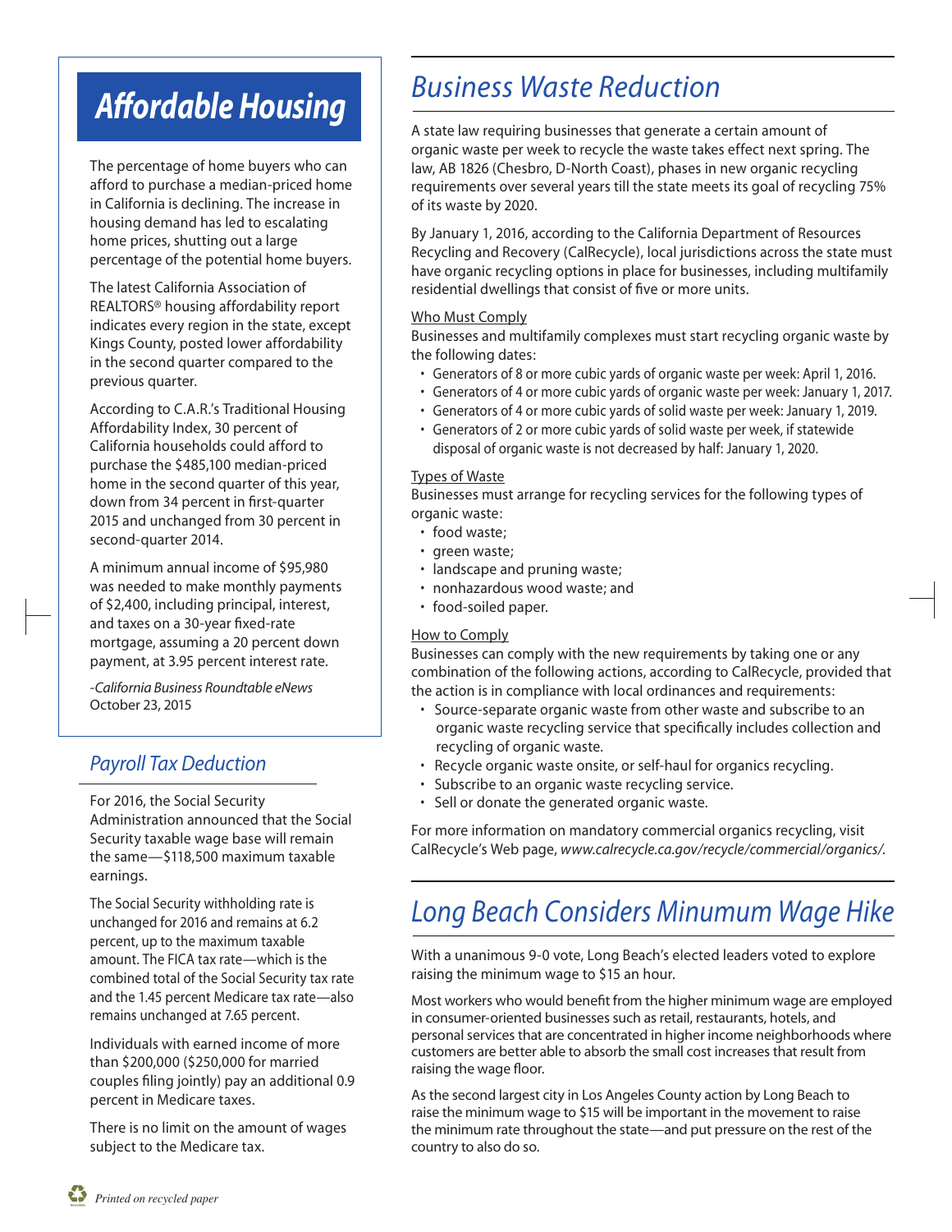# Affordable Housing

The percentage of home buyers who can afford to purchase a median-priced home in California is declining. The increase in housing demand has led to escalating home prices, shutting out a large percentage of the potential home buyers.

The latest California Association of REALTORS® housing affordability report indicates every region in the state, except Kings County, posted lower affordability in the second quarter compared to the previous quarter.

According to C.A.R.'s Traditional Housing Affordability Index, 30 percent of California households could afford to purchase the $485,100 median-priced home in the second quarter of this year, down from 34 percent in first-quarter 2015 and unchanged from 30 percent in second-quarter 2014.

A minimum annual income of $95,980 was needed to make monthly payments of $2,400, including principal, interest, and taxes on a 30-year fixed-rate mortgage, assuming a 20 percent down payment, at 3.95 percent interest rate.

*-California Business Roundtable eNews* October 23, 2015

## Payroll Tax Deduction

For 2016, the Social Security Administration announced that the Social Security taxable wage base will remain the same—$118,500 maximum taxable earnings.

The Social Security withholding rate is unchanged for 2016 and remains at 6.2 percent, up to the maximum taxable amount. The FICA tax rate—which is the combined total of the Social Security tax rate and the 1.45 percent Medicare tax rate—also remains unchanged at 7.65 percent.

Individuals with earned income of more than $200,000 ($250,000 for married couples filing jointly) pay an additional 0.9 percent in Medicare taxes.

There is no limit on the amount of wages subject to the Medicare tax.

# Business Waste Reduction

A state law requiring businesses that generate a certain amount of organic waste per week to recycle the waste takes effect next spring. The law, AB 1826 (Chesbro, D-North Coast), phases in new organic recycling requirements over several years till the state meets its goal of recycling 75% of its waste by 2020.

By January 1, 2016, according to the California Department of Resources Recycling and Recovery (CalRecycle), local jurisdictions across the state must have organic recycling options in place for businesses, including multifamily residential dwellings that consist of five or more units.

Who Must Comply
Businesses and multifamily complexes must start recycling organic waste by the following dates:

- Generators of 8 or more cubic yards of organic waste per week: April 1, 2016.
- Generators of 4 or more cubic yards of organic waste per week: January 1, 2017.
- Generators of 4 or more cubic yards of solid waste per week: January 1, 2019.
- Generators of 2 or more cubic yards of solid waste per week, if statewide disposal of organic waste is not decreased by half: January 1, 2020.

Types of Waste
Businesses must arrange for recycling services for the following types of organic waste:

- food waste;
- green waste;
- landscape and pruning waste;
- nonhazardous wood waste; and
- food-soiled paper.

How to Comply
Businesses can comply with the new requirements by taking one or any combination of the following actions, according to CalRecycle, provided that the action is in compliance with local ordinances and requirements:

- Source-separate organic waste from other waste and subscribe to an organic waste recycling service that specifically includes collection and recycling of organic waste.
- Recycle organic waste onsite, or self-haul for organics recycling.
- Subscribe to an organic waste recycling service.
- Sell or donate the generated organic waste.

For more information on mandatory commercial organics recycling, visit CalRecycle's Web page, *www.calrecycle.ca.gov/recycle/commercial/organics/*.

# Long Beach Considers Minumum Wage Hike

With a unanimous 9-0 vote, Long Beach's elected leaders voted to explore raising the minimum wage to $15 an hour.

Most workers who would benefit from the higher minimum wage are employed in consumer-oriented businesses such as retail, restaurants, hotels, and personal services that are concentrated in higher income neighborhoods where customers are better able to absorb the small cost increases that result from raising the wage floor.

As the second largest city in Los Angeles County action by Long Beach to raise the minimum wage to $15 will be important in the movement to raise the minimum rate throughout the state—and put pressure on the rest of the country to also do so.

*Printed on recycled paper*